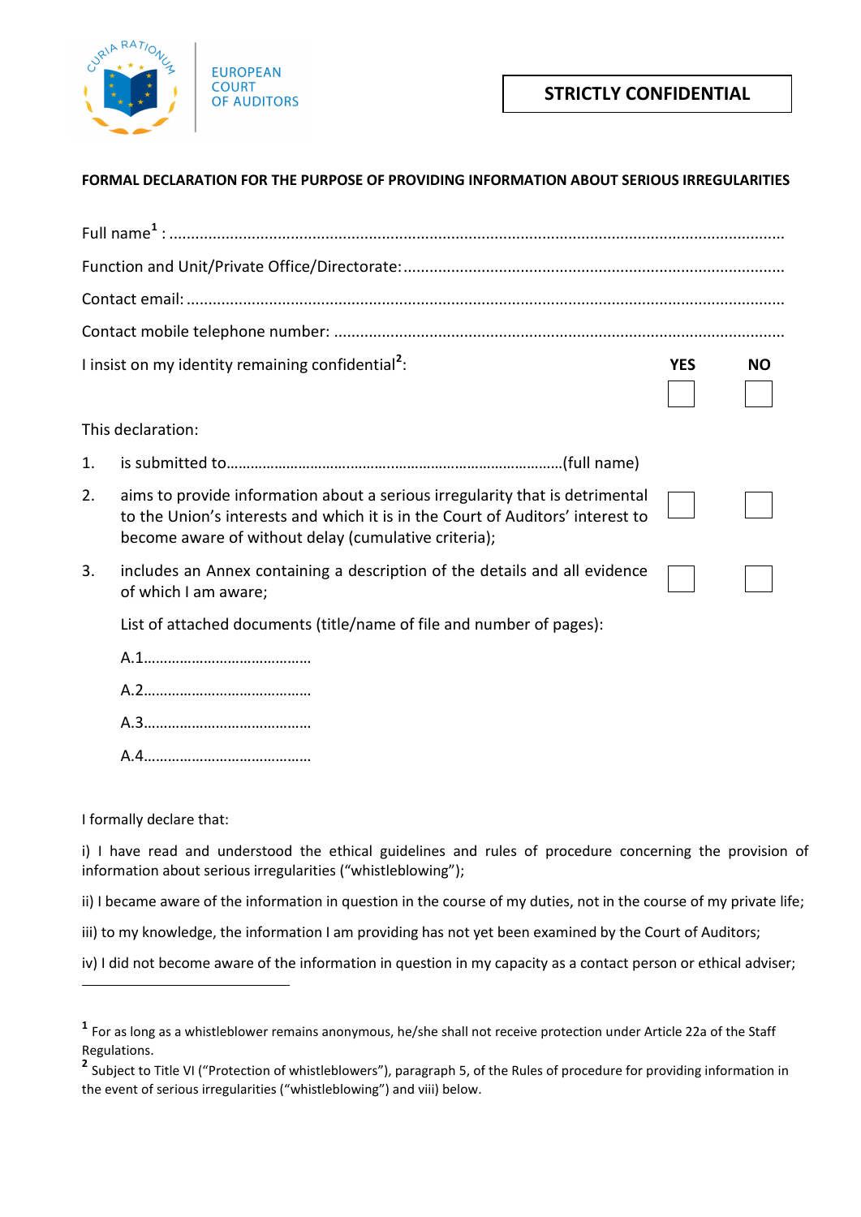EUROPEAN COURT OF AUDITORS

**STRICTLY CONFIDENTIAL**

**FORMAL DECLARATION FOR THE PURPOSE OF PROVIDING INFORMATION ABOUT SERIOUS IRREGULARITIES**

Full name[1] : ..........................................................................................................................................

Function and Unit/Private Office/Directorate: .......................................................................................

Contact email: ..........................................................................................................................................

Contact mobile telephone number: .........................................................................................................

| | YES | NO |
|---|---|---|
| I insist on my identity remaining confidential[2]: | ☐ | ☐ |

This declaration:

| | | YES | NO |
|---|---|---|---|
| 1. | is submitted to…………………………...………………………………………(full name) | | |
| 2. | aims to provide information about a serious irregularity that is detrimental to the Union's interests and which it is in the Court of Auditors' interest to become aware of without delay (cumulative criteria); | ☐ | ☐ |
| 3. | includes an Annex containing a description of the details and all evidence of which I am aware; | ☐ | ☐ |

List of attached documents (title/name of file and number of pages):

A.1……………………………………

A.2……………………………………

A.3……………………………………

A.4……………………………………

I formally declare that:

i) I have read and understood the ethical guidelines and rules of procedure concerning the provision of information about serious irregularities ("whistleblowing");

ii) I became aware of the information in question in the course of my duties, not in the course of my private life;

iii) to my knowledge, the information I am providing has not yet been examined by the Court of Auditors;

iv) I did not become aware of the information in question in my capacity as a contact person or ethical adviser;

---

[1] For as long as a whistleblower remains anonymous, he/she shall not receive protection under Article 22a of the Staff Regulations.

[2] Subject to Title VI ("Protection of whistleblowers"), paragraph 5, of the Rules of procedure for providing information in the event of serious irregularities ("whistleblowing") and viii) below.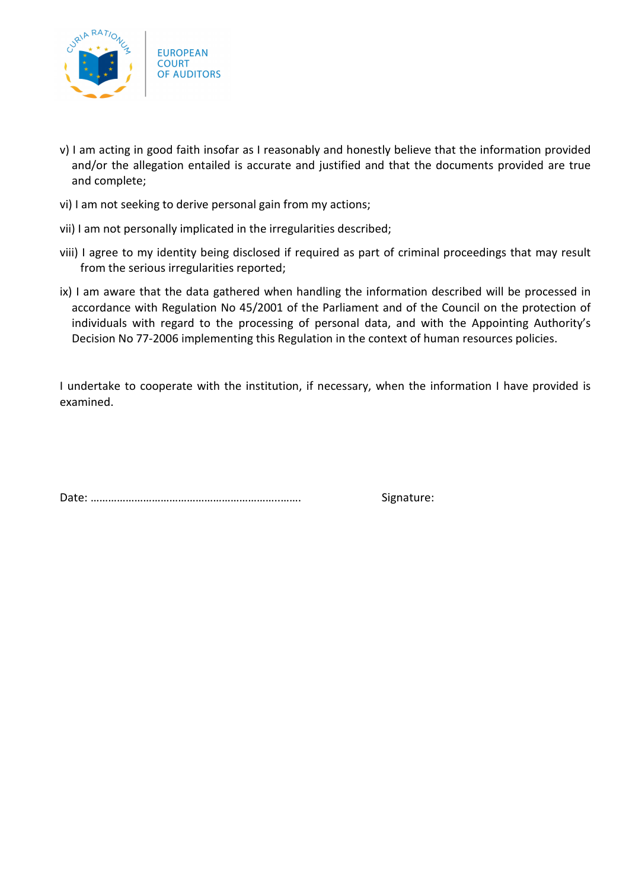v) I am acting in good faith insofar as I reasonably and honestly believe that the information provided and/or the allegation entailed is accurate and justified and that the documents provided are true and complete;

vi) I am not seeking to derive personal gain from my actions;

vii) I am not personally implicated in the irregularities described;

viii) I agree to my identity being disclosed if required as part of criminal proceedings that may result from the serious irregularities reported;

ix) I am aware that the data gathered when handling the information described will be processed in accordance with Regulation No 45/2001 of the Parliament and of the Council on the protection of individuals with regard to the processing of personal data, and with the Appointing Authority's Decision No 77-2006 implementing this Regulation in the context of human resources policies.

I undertake to cooperate with the institution, if necessary, when the information I have provided is examined.

Date: ……………………………………………………………….          Signature: